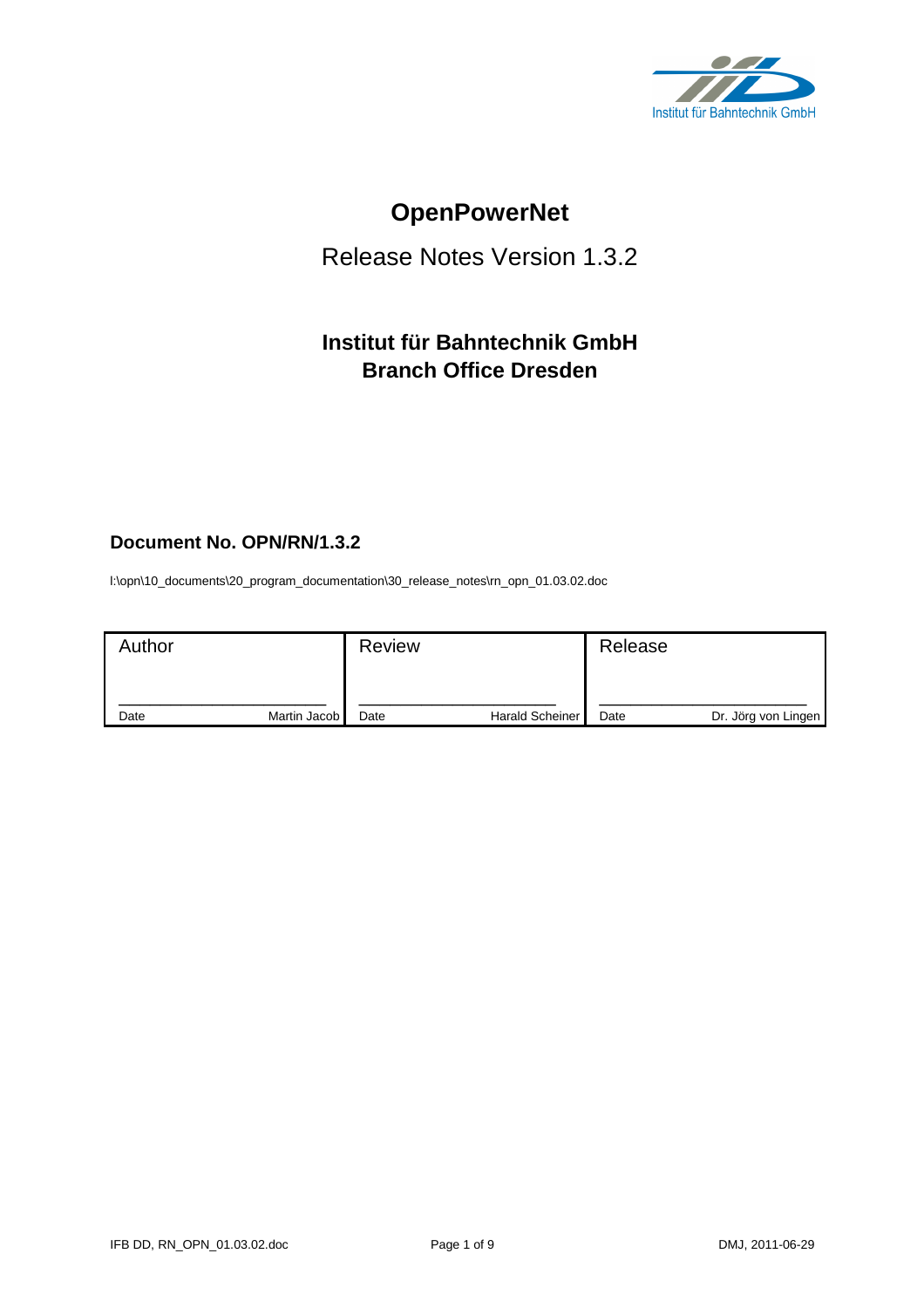Institut für Bahntechnik GmbH

# OpenPowerNet

## Release Notes Version 1.3.2

### Institut für Bahntechnik GmbH
### Branch Office Dresden

#### Document No. OPN/RN/1.3.2

I:\opn\10_documents\20_program_documentation\30_release_notes\rn_opn_01.03.02.doc

| Author | | Review | | Release | |
|---|---|---|---|---|---|
| Date | Martin Jacob | Date | Harald Scheiner | Date | Dr. Jörg von Lingen |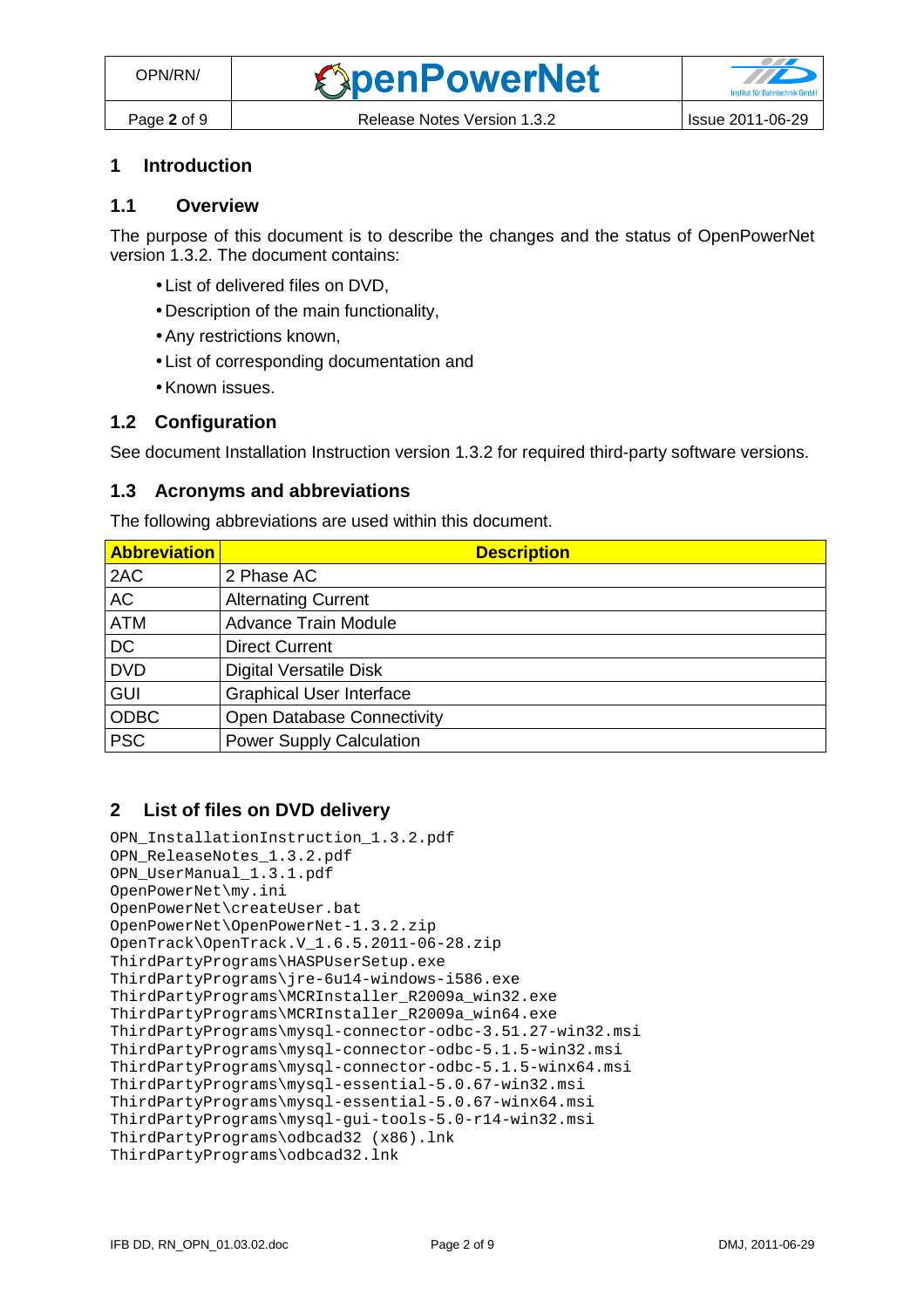# 1 Introduction

## 1.1 Overview

The purpose of this document is to describe the changes and the status of OpenPowerNet version 1.3.2. The document contains:

- List of delivered files on DVD,
- Description of the main functionality,
- Any restrictions known,
- List of corresponding documentation and
- Known issues.

## 1.2 Configuration

See document Installation Instruction version 1.3.2 for required third-party software versions.

## 1.3 Acronyms and abbreviations

The following abbreviations are used within this document.

| Abbreviation | Description |
|---|---|
| 2AC | 2 Phase AC |
| AC | Alternating Current |
| ATM | Advance Train Module |
| DC | Direct Current |
| DVD | Digital Versatile Disk |
| GUI | Graphical User Interface |
| ODBC | Open Database Connectivity |
| PSC | Power Supply Calculation |

# 2 List of files on DVD delivery

```
OPN_InstallationInstruction_1.3.2.pdf
OPN_ReleaseNotes_1.3.2.pdf
OPN_UserManual_1.3.1.pdf
OpenPowerNet\my.ini
OpenPowerNet\createUser.bat
OpenPowerNet\OpenPowerNet-1.3.2.zip
OpenTrack\OpenTrack.V_1.6.5.2011-06-28.zip
ThirdPartyPrograms\HASPUserSetup.exe
ThirdPartyPrograms\jre-6u14-windows-i586.exe
ThirdPartyPrograms\MCRInstaller_R2009a_win32.exe
ThirdPartyPrograms\MCRInstaller_R2009a_win64.exe
ThirdPartyPrograms\mysql-connector-odbc-3.51.27-win32.msi
ThirdPartyPrograms\mysql-connector-odbc-5.1.5-win32.msi
ThirdPartyPrograms\mysql-connector-odbc-5.1.5-winx64.msi
ThirdPartyPrograms\mysql-essential-5.0.67-win32.msi
ThirdPartyPrograms\mysql-essential-5.0.67-winx64.msi
ThirdPartyPrograms\mysql-gui-tools-5.0-r14-win32.msi
ThirdPartyPrograms\odbcad32 (x86).lnk
ThirdPartyPrograms\odbcad32.lnk
```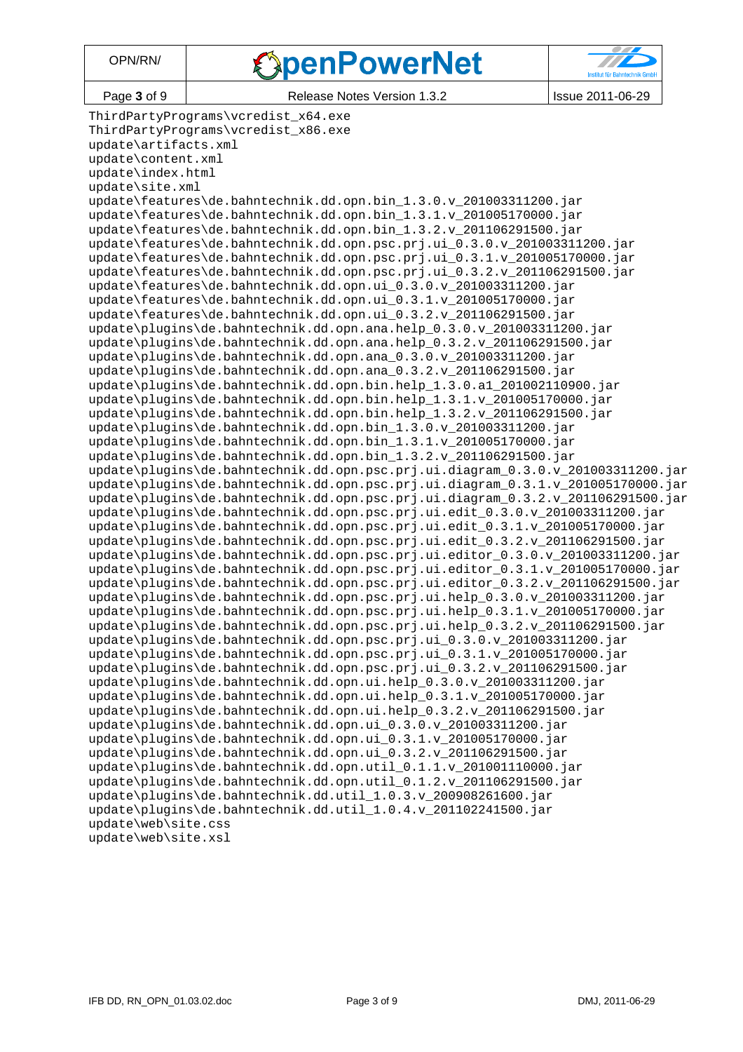```
ThirdPartyPrograms\vcredist_x64.exe
ThirdPartyPrograms\vcredist_x86.exe
update\artifacts.xml
update\content.xml
update\index.html
update\site.xml
update\features\de.bahntechnik.dd.opn.bin_1.3.0.v_201003311200.jar
update\features\de.bahntechnik.dd.opn.bin_1.3.1.v_201005170000.jar
update\features\de.bahntechnik.dd.opn.bin_1.3.2.v_201106291500.jar
update\features\de.bahntechnik.dd.opn.psc.prj.ui_0.3.0.v_201003311200.jar
update\features\de.bahntechnik.dd.opn.psc.prj.ui_0.3.1.v_201005170000.jar
update\features\de.bahntechnik.dd.opn.psc.prj.ui_0.3.2.v_201106291500.jar
update\features\de.bahntechnik.dd.opn.ui_0.3.0.v_201003311200.jar
update\features\de.bahntechnik.dd.opn.ui_0.3.1.v_201005170000.jar
update\features\de.bahntechnik.dd.opn.ui_0.3.2.v_201106291500.jar
update\plugins\de.bahntechnik.dd.opn.ana.help_0.3.0.v_201003311200.jar
update\plugins\de.bahntechnik.dd.opn.ana.help_0.3.2.v_201106291500.jar
update\plugins\de.bahntechnik.dd.opn.ana_0.3.0.v_201003311200.jar
update\plugins\de.bahntechnik.dd.opn.ana_0.3.2.v_201106291500.jar
update\plugins\de.bahntechnik.dd.opn.bin.help_1.3.0.a1_201002110900.jar
update\plugins\de.bahntechnik.dd.opn.bin.help_1.3.1.v_201005170000.jar
update\plugins\de.bahntechnik.dd.opn.bin.help_1.3.2.v_201106291500.jar
update\plugins\de.bahntechnik.dd.opn.bin_1.3.0.v_201003311200.jar
update\plugins\de.bahntechnik.dd.opn.bin_1.3.1.v_201005170000.jar
update\plugins\de.bahntechnik.dd.opn.bin_1.3.2.v_201106291500.jar
update\plugins\de.bahntechnik.dd.opn.psc.prj.ui.diagram_0.3.0.v_201003311200.jar
update\plugins\de.bahntechnik.dd.opn.psc.prj.ui.diagram_0.3.1.v_201005170000.jar
update\plugins\de.bahntechnik.dd.opn.psc.prj.ui.diagram_0.3.2.v_201106291500.jar
update\plugins\de.bahntechnik.dd.opn.psc.prj.ui.edit_0.3.0.v_201003311200.jar
update\plugins\de.bahntechnik.dd.opn.psc.prj.ui.edit_0.3.1.v_201005170000.jar
update\plugins\de.bahntechnik.dd.opn.psc.prj.ui.edit_0.3.2.v_201106291500.jar
update\plugins\de.bahntechnik.dd.opn.psc.prj.ui.editor_0.3.0.v_201003311200.jar
update\plugins\de.bahntechnik.dd.opn.psc.prj.ui.editor_0.3.1.v_201005170000.jar
update\plugins\de.bahntechnik.dd.opn.psc.prj.ui.editor_0.3.2.v_201106291500.jar
update\plugins\de.bahntechnik.dd.opn.psc.prj.ui.help_0.3.0.v_201003311200.jar
update\plugins\de.bahntechnik.dd.opn.psc.prj.ui.help_0.3.1.v_201005170000.jar
update\plugins\de.bahntechnik.dd.opn.psc.prj.ui.help_0.3.2.v_201106291500.jar
update\plugins\de.bahntechnik.dd.opn.psc.prj.ui_0.3.0.v_201003311200.jar
update\plugins\de.bahntechnik.dd.opn.psc.prj.ui_0.3.1.v_201005170000.jar
update\plugins\de.bahntechnik.dd.opn.psc.prj.ui_0.3.2.v_201106291500.jar
update\plugins\de.bahntechnik.dd.opn.ui.help_0.3.0.v_201003311200.jar
update\plugins\de.bahntechnik.dd.opn.ui.help_0.3.1.v_201005170000.jar
update\plugins\de.bahntechnik.dd.opn.ui.help_0.3.2.v_201106291500.jar
update\plugins\de.bahntechnik.dd.opn.ui_0.3.0.v_201003311200.jar
update\plugins\de.bahntechnik.dd.opn.ui_0.3.1.v_201005170000.jar
update\plugins\de.bahntechnik.dd.opn.ui_0.3.2.v_201106291500.jar
update\plugins\de.bahntechnik.dd.opn.util_0.1.1.v_201001110000.jar
update\plugins\de.bahntechnik.dd.opn.util_0.1.2.v_201106291500.jar
update\plugins\de.bahntechnik.dd.util_1.0.3.v_200908261600.jar
update\plugins\de.bahntechnik.dd.util_1.0.4.v_201102241500.jar
update\web\site.css
update\web\site.xsl
```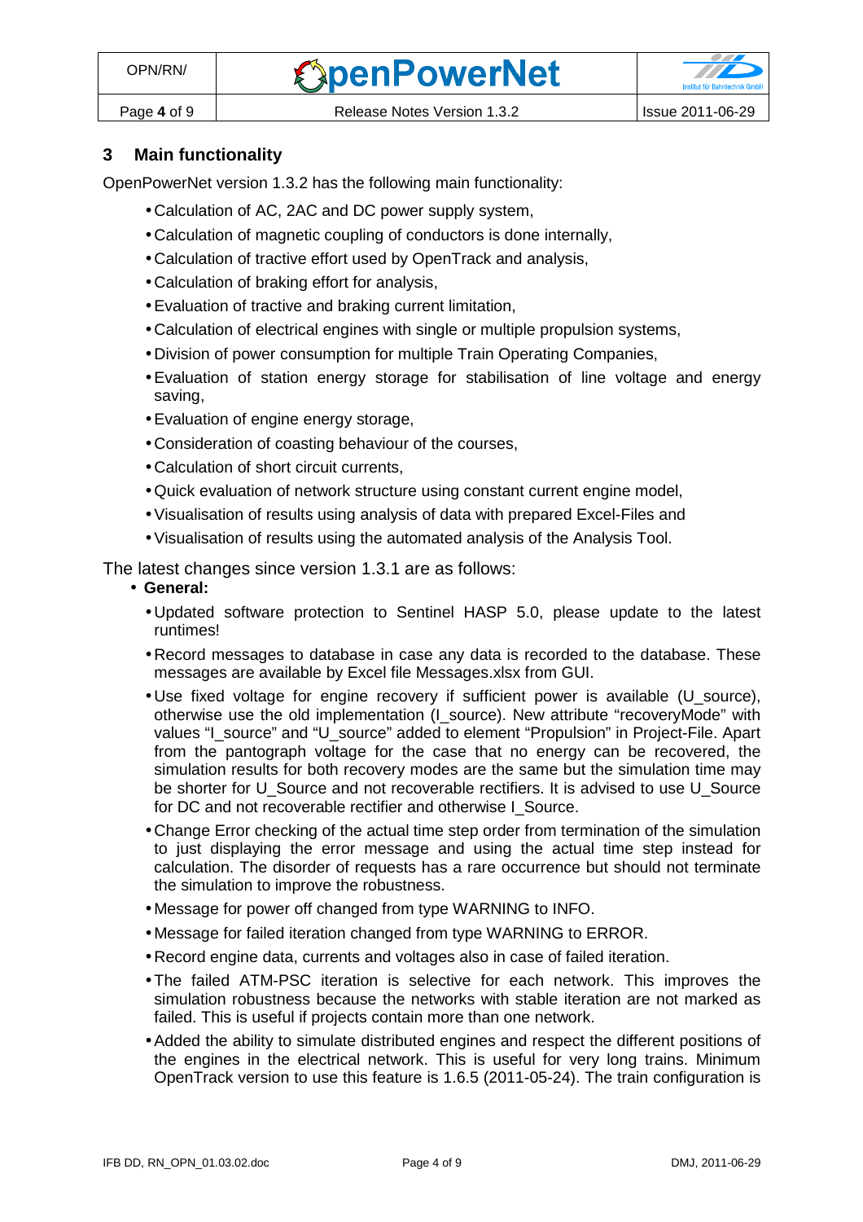## 3 Main functionality

OpenPowerNet version 1.3.2 has the following main functionality:

- Calculation of AC, 2AC and DC power supply system,
- Calculation of magnetic coupling of conductors is done internally,
- Calculation of tractive effort used by OpenTrack and analysis,
- Calculation of braking effort for analysis,
- Evaluation of tractive and braking current limitation,
- Calculation of electrical engines with single or multiple propulsion systems,
- Division of power consumption for multiple Train Operating Companies,
- Evaluation of station energy storage for stabilisation of line voltage and energy saving,
- Evaluation of engine energy storage,
- Consideration of coasting behaviour of the courses,
- Calculation of short circuit currents,
- Quick evaluation of network structure using constant current engine model,
- Visualisation of results using analysis of data with prepared Excel-Files and
- Visualisation of results using the automated analysis of the Analysis Tool.

The latest changes since version 1.3.1 are as follows:

- **General:**
  - Updated software protection to Sentinel HASP 5.0, please update to the latest runtimes!
  - Record messages to database in case any data is recorded to the database. These messages are available by Excel file Messages.xlsx from GUI.
  - Use fixed voltage for engine recovery if sufficient power is available (U_source), otherwise use the old implementation (I_source). New attribute "recoveryMode" with values "I_source" and "U_source" added to element "Propulsion" in Project-File. Apart from the pantograph voltage for the case that no energy can be recovered, the simulation results for both recovery modes are the same but the simulation time may be shorter for U_Source and not recoverable rectifiers. It is advised to use U_Source for DC and not recoverable rectifier and otherwise I_Source.
  - Change Error checking of the actual time step order from termination of the simulation to just displaying the error message and using the actual time step instead for calculation. The disorder of requests has a rare occurrence but should not terminate the simulation to improve the robustness.
  - Message for power off changed from type WARNING to INFO.
  - Message for failed iteration changed from type WARNING to ERROR.
  - Record engine data, currents and voltages also in case of failed iteration.
  - The failed ATM-PSC iteration is selective for each network. This improves the simulation robustness because the networks with stable iteration are not marked as failed. This is useful if projects contain more than one network.
  - Added the ability to simulate distributed engines and respect the different positions of the engines in the electrical network. This is useful for very long trains. Minimum OpenTrack version to use this feature is 1.6.5 (2011-05-24). The train configuration is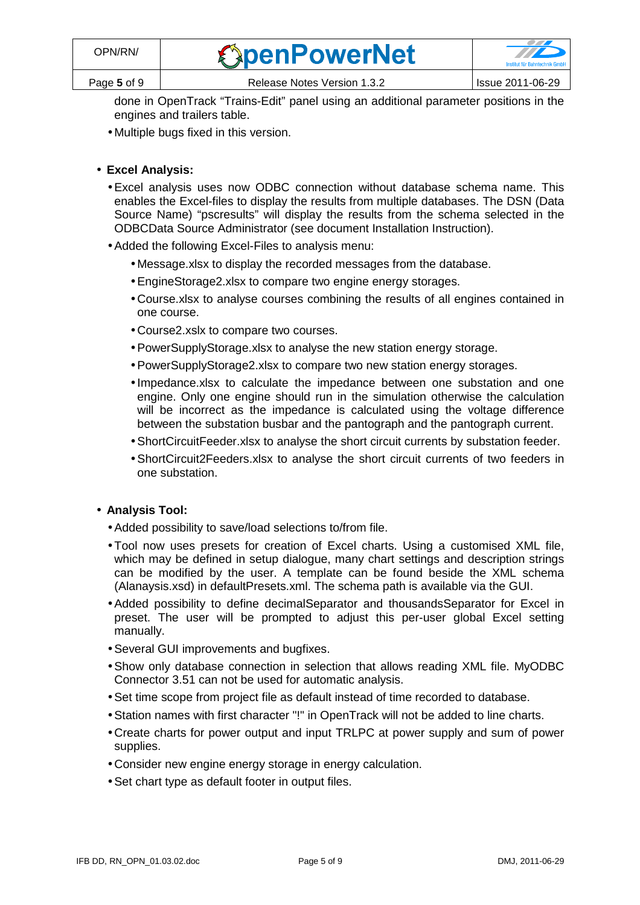done in OpenTrack “Trains-Edit” panel using an additional parameter positions in the engines and trailers table.

- Multiple bugs fixed in this version.

- **Excel Analysis:**
  - Excel analysis uses now ODBC connection without database schema name. This enables the Excel-files to display the results from multiple databases. The DSN (Data Source Name) “pscresults” will display the results from the schema selected in the ODBCData Source Administrator (see document Installation Instruction).
  - Added the following Excel-Files to analysis menu:
    - Message.xlsx to display the recorded messages from the database.
    - EngineStorage2.xlsx to compare two engine energy storages.
    - Course.xlsx to analyse courses combining the results of all engines contained in one course.
    - Course2.xslx to compare two courses.
    - PowerSupplyStorage.xlsx to analyse the new station energy storage.
    - PowerSupplyStorage2.xlsx to compare two new station energy storages.
    - Impedance.xlsx to calculate the impedance between one substation and one engine. Only one engine should run in the simulation otherwise the calculation will be incorrect as the impedance is calculated using the voltage difference between the substation busbar and the pantograph and the pantograph current.
    - ShortCircuitFeeder.xlsx to analyse the short circuit currents by substation feeder.
    - ShortCircuit2Feeders.xlsx to analyse the short circuit currents of two feeders in one substation.

- **Analysis Tool:**
  - Added possibility to save/load selections to/from file.
  - Tool now uses presets for creation of Excel charts. Using a customised XML file, which may be defined in setup dialogue, many chart settings and description strings can be modified by the user. A template can be found beside the XML schema (Alanaysis.xsd) in defaultPresets.xml. The schema path is available via the GUI.
  - Added possibility to define decimalSeparator and thousandsSeparator for Excel in preset. The user will be prompted to adjust this per-user global Excel setting manually.
  - Several GUI improvements and bugfixes.
  - Show only database connection in selection that allows reading XML file. MyODBC Connector 3.51 can not be used for automatic analysis.
  - Set time scope from project file as default instead of time recorded to database.
  - Station names with first character "!" in OpenTrack will not be added to line charts.
  - Create charts for power output and input TRLPC at power supply and sum of power supplies.
  - Consider new engine energy storage in energy calculation.
  - Set chart type as default footer in output files.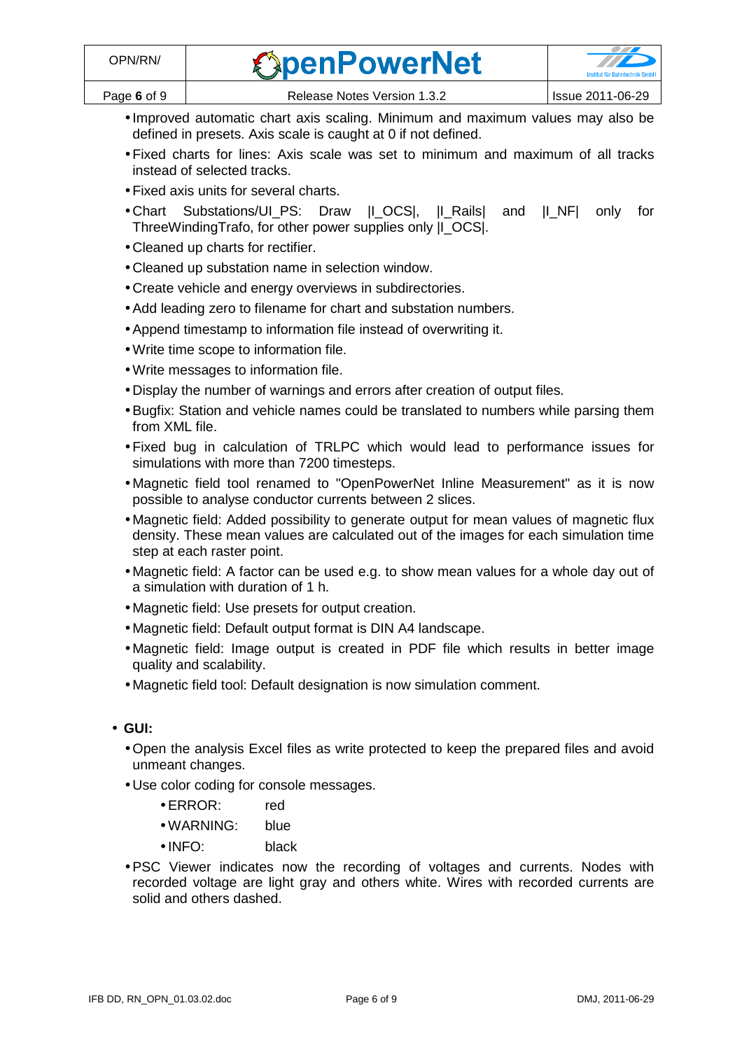- Improved automatic chart axis scaling. Minimum and maximum values may also be defined in presets. Axis scale is caught at 0 if not defined.
- Fixed charts for lines: Axis scale was set to minimum and maximum of all tracks instead of selected tracks.
- Fixed axis units for several charts.
- Chart Substations/UI_PS: Draw |I_OCS|, |I_Rails| and |I_NF| only for ThreeWindingTrafo, for other power supplies only |I_OCS|.
- Cleaned up charts for rectifier.
- Cleaned up substation name in selection window.
- Create vehicle and energy overviews in subdirectories.
- Add leading zero to filename for chart and substation numbers.
- Append timestamp to information file instead of overwriting it.
- Write time scope to information file.
- Write messages to information file.
- Display the number of warnings and errors after creation of output files.
- Bugfix: Station and vehicle names could be translated to numbers while parsing them from XML file.
- Fixed bug in calculation of TRLPC which would lead to performance issues for simulations with more than 7200 timesteps.
- Magnetic field tool renamed to "OpenPowerNet Inline Measurement" as it is now possible to analyse conductor currents between 2 slices.
- Magnetic field: Added possibility to generate output for mean values of magnetic flux density. These mean values are calculated out of the images for each simulation time step at each raster point.
- Magnetic field: A factor can be used e.g. to show mean values for a whole day out of a simulation with duration of 1 h.
- Magnetic field: Use presets for output creation.
- Magnetic field: Default output format is DIN A4 landscape.
- Magnetic field: Image output is created in PDF file which results in better image quality and scalability.
- Magnetic field tool: Default designation is now simulation comment.

- **GUI:**
  - Open the analysis Excel files as write protected to keep the prepared files and avoid unmeant changes.
  - Use color coding for console messages.
    - ERROR: red
    - WARNING: blue
    - INFO: black
  - PSC Viewer indicates now the recording of voltages and currents. Nodes with recorded voltage are light gray and others white. Wires with recorded currents are solid and others dashed.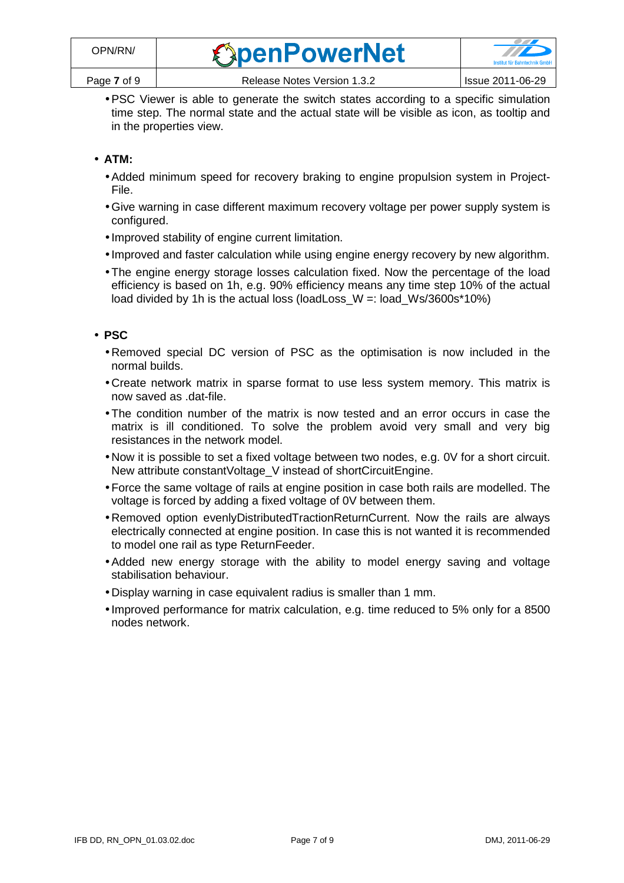- PSC Viewer is able to generate the switch states according to a specific simulation time step. The normal state and the actual state will be visible as icon, as tooltip and in the properties view.

- **ATM:**
  - Added minimum speed for recovery braking to engine propulsion system in Project-File.
  - Give warning in case different maximum recovery voltage per power supply system is configured.
  - Improved stability of engine current limitation.
  - Improved and faster calculation while using engine energy recovery by new algorithm.
  - The engine energy storage losses calculation fixed. Now the percentage of the load efficiency is based on 1h, e.g. 90% efficiency means any time step 10% of the actual load divided by 1h is the actual loss (loadLoss_W =: load_Ws/3600s*10%)

- **PSC**
  - Removed special DC version of PSC as the optimisation is now included in the normal builds.
  - Create network matrix in sparse format to use less system memory. This matrix is now saved as .dat-file.
  - The condition number of the matrix is now tested and an error occurs in case the matrix is ill conditioned. To solve the problem avoid very small and very big resistances in the network model.
  - Now it is possible to set a fixed voltage between two nodes, e.g. 0V for a short circuit. New attribute constantVoltage_V instead of shortCircuitEngine.
  - Force the same voltage of rails at engine position in case both rails are modelled. The voltage is forced by adding a fixed voltage of 0V between them.
  - Removed option evenlyDistributedTractionReturnCurrent. Now the rails are always electrically connected at engine position. In case this is not wanted it is recommended to model one rail as type ReturnFeeder.
  - Added new energy storage with the ability to model energy saving and voltage stabilisation behaviour.
  - Display warning in case equivalent radius is smaller than 1 mm.
  - Improved performance for matrix calculation, e.g. time reduced to 5% only for a 8500 nodes network.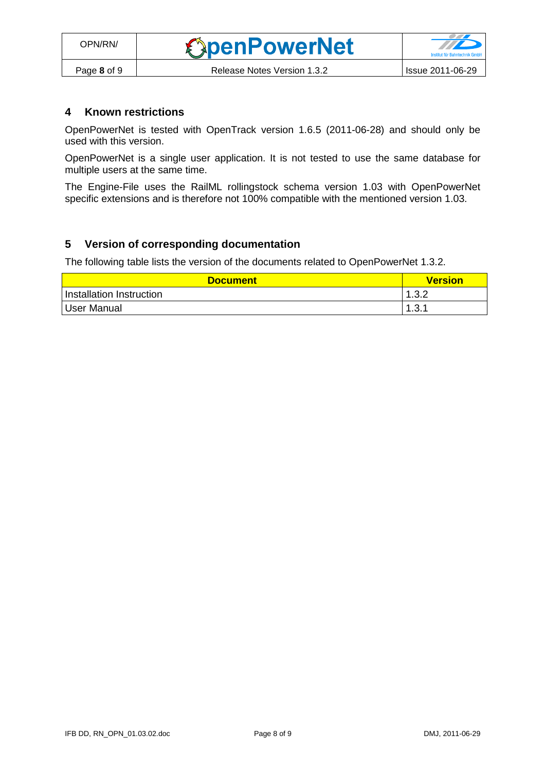## 4 Known restrictions

OpenPowerNet is tested with OpenTrack version 1.6.5 (2011-06-28) and should only be used with this version.

OpenPowerNet is a single user application. It is not tested to use the same database for multiple users at the same time.

The Engine-File uses the RailML rollingstock schema version 1.03 with OpenPowerNet specific extensions and is therefore not 100% compatible with the mentioned version 1.03.

## 5 Version of corresponding documentation

The following table lists the version of the documents related to OpenPowerNet 1.3.2.

| Document | Version |
|---|---|
| Installation Instruction | 1.3.2 |
| User Manual | 1.3.1 |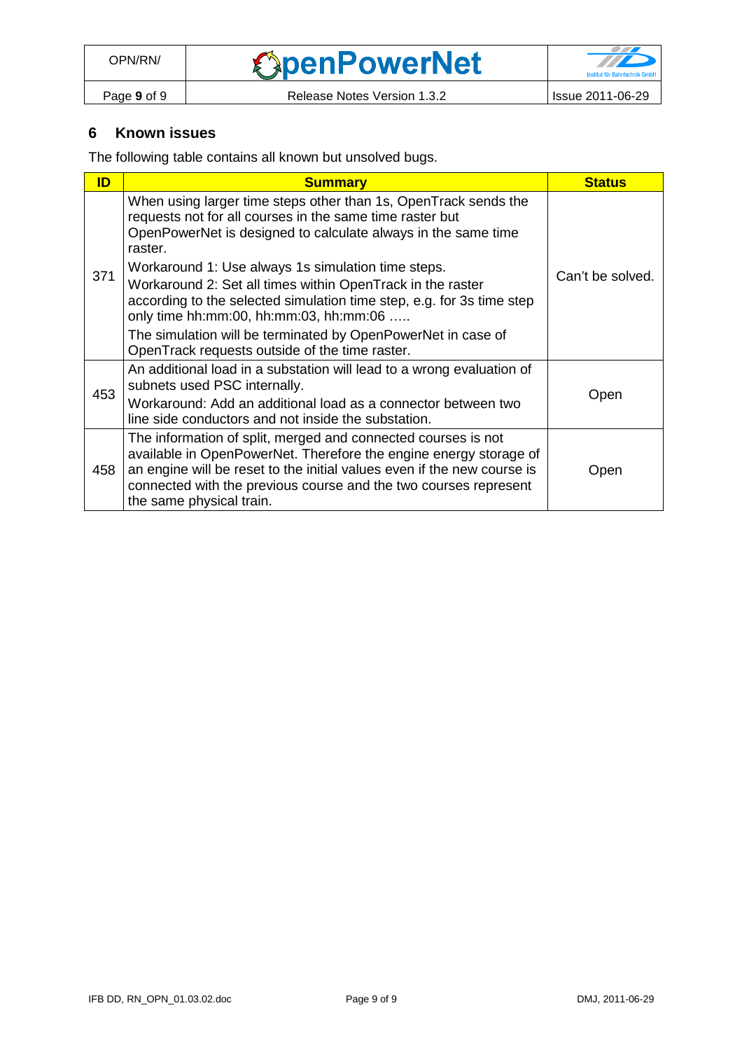## 6 Known issues

The following table contains all known but unsolved bugs.

| ID | Summary | Status |
|---|---|---|
| 371 | When using larger time steps other than 1s, OpenTrack sends the requests not for all courses in the same time raster but OpenPowerNet is designed to calculate always in the same time raster.<br>Workaround 1: Use always 1s simulation time steps.<br>Workaround 2: Set all times within OpenTrack in the raster according to the selected simulation time step, e.g. for 3s time step only time hh:mm:00, hh:mm:03, hh:mm:06 …..<br>The simulation will be terminated by OpenPowerNet in case of OpenTrack requests outside of the time raster. | Can't be solved. |
| 453 | An additional load in a substation will lead to a wrong evaluation of subnets used PSC internally.<br>Workaround: Add an additional load as a connector between two line side conductors and not inside the substation. | Open |
| 458 | The information of split, merged and connected courses is not available in OpenPowerNet. Therefore the engine energy storage of an engine will be reset to the initial values even if the new course is connected with the previous course and the two courses represent the same physical train. | Open |